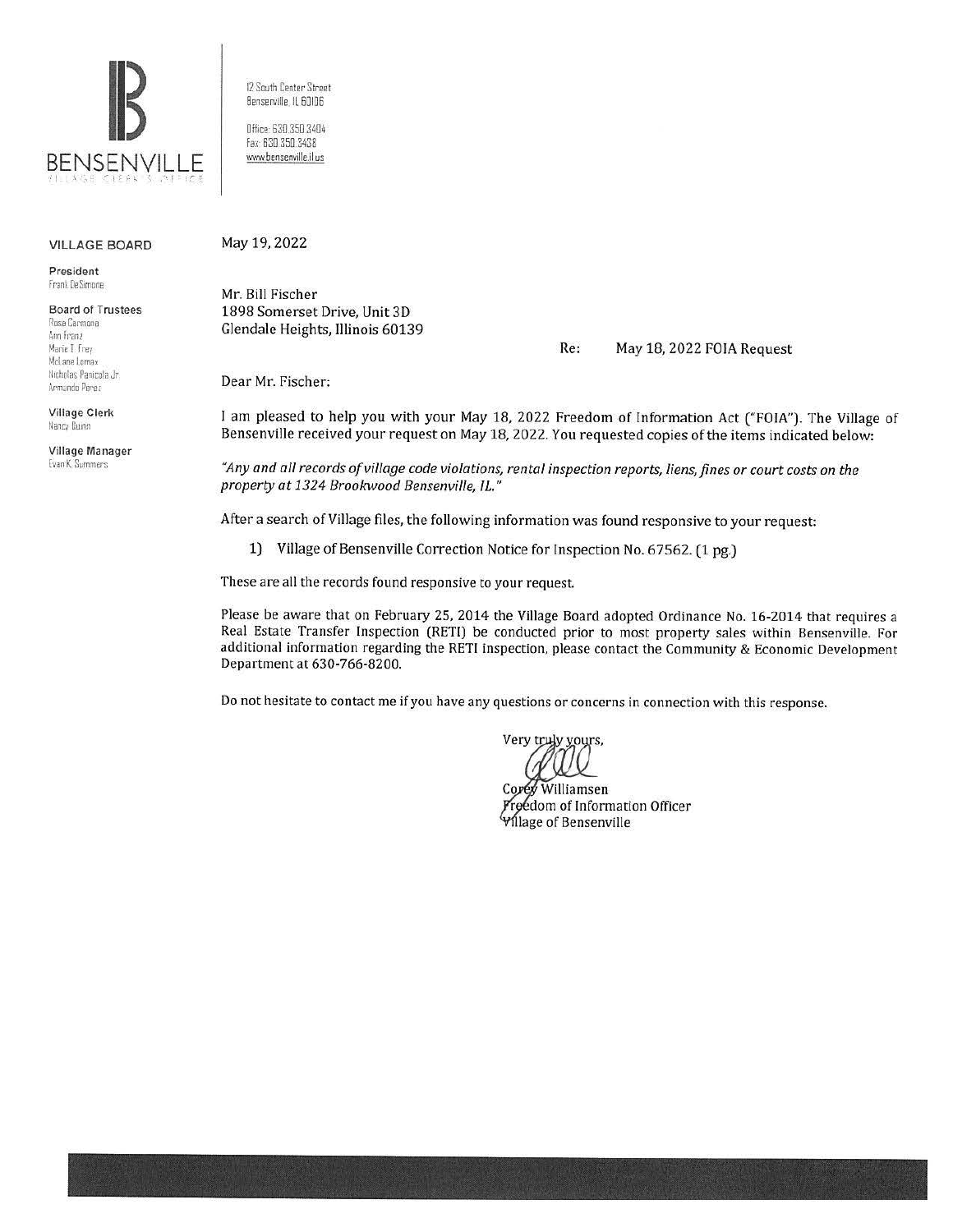# BENSENVILLE

VILLAGE CLERK'S OFFICE

12 South Center Street
Bensenville, IL 60106

Office: 630.350.3404
Fax: 630.350.3438
www.bensenville.il.us

**VILLAGE BOARD**

**President**
Frank DeSimone

**Board of Trustees**
Rosa Carmona
Ann Franz
Marie T. Frey
McLane Lomax
Nicholas Panicola Jr.
Armando Perez

**Village Clerk**
Nancy Dunn

**Village Manager**
Evan K. Summers

May 19, 2022

Mr. Bill Fischer
1898 Somerset Drive, Unit 3D
Glendale Heights, Illinois 60139

Re: May 18, 2022 FOIA Request

Dear Mr. Fischer:

I am pleased to help you with your May 18, 2022 Freedom of Information Act ("FOIA"). The Village of Bensenville received your request on May 18, 2022. You requested copies of the items indicated below:

*"Any and all records of village code violations, rental inspection reports, liens, fines or court costs on the property at 1324 Brookwood Bensenville, IL."*

After a search of Village files, the following information was found responsive to your request:

1) Village of Bensenville Correction Notice for Inspection No. 67562. (1 pg.)

These are all the records found responsive to your request.

Please be aware that on February 25, 2014 the Village Board adopted Ordinance No. 16-2014 that requires a Real Estate Transfer Inspection (RETI) be conducted prior to most property sales within Bensenville. For additional information regarding the RETI inspection, please contact the Community & Economic Development Department at 630-766-8200.

Do not hesitate to contact me if you have any questions or concerns in connection with this response.

Very truly yours,

Corey Williamsen
Freedom of Information Officer
Village of Bensenville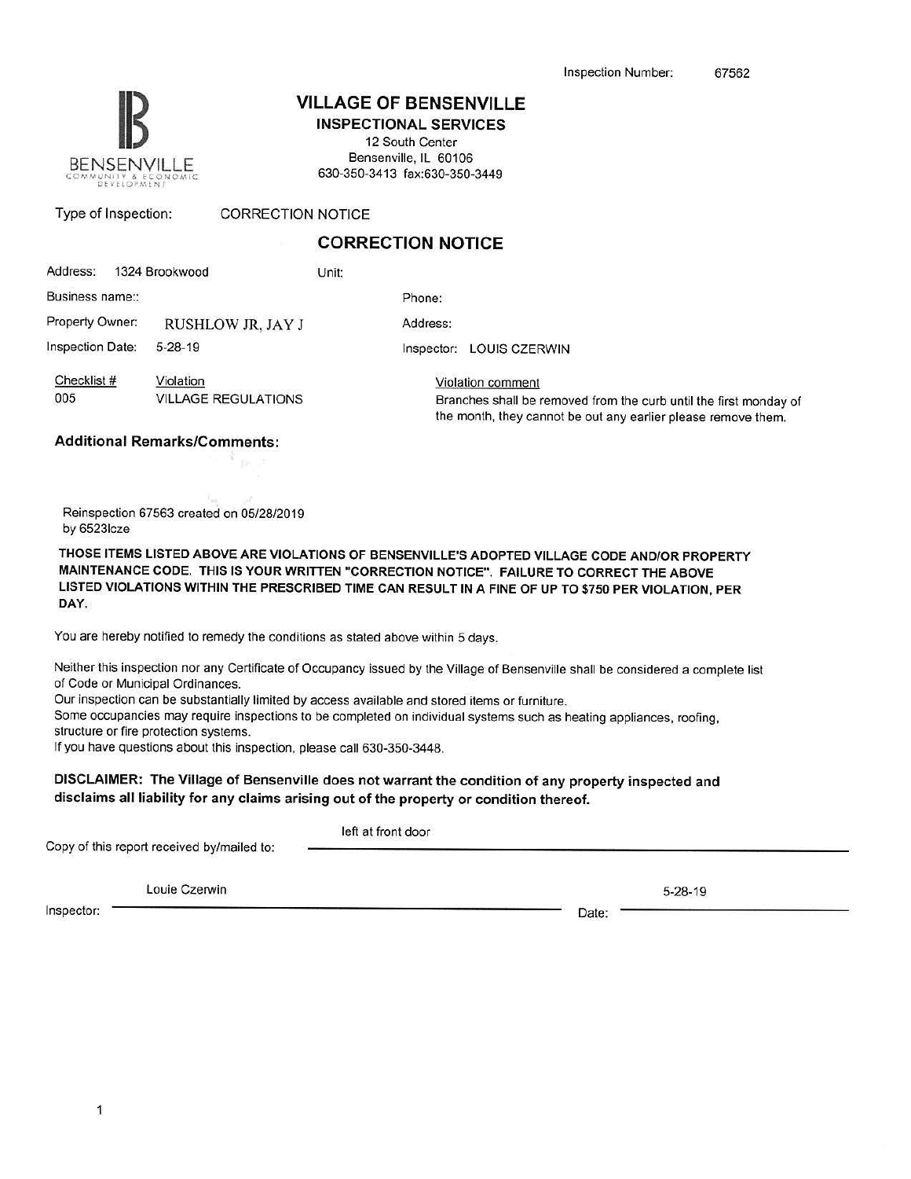Inspection Number: 67562

# VILLAGE OF BENSENVILLE

**INSPECTIONAL SERVICES**

12 South Center
Bensenville, IL 60106
630-350-3413 fax:630-350-3449

BENSENVILLE
COMMUNITY & ECONOMIC DEVELOPMENT

Type of Inspection: CORRECTION NOTICE

## CORRECTION NOTICE

| | | | |
|---|---|---|---|
| Address: | 1324 Brookwood | Unit: | |
| Business name:: | | Phone: | |
| Property Owner: | RUSHLOW JR, JAY J | Address: | |
| Inspection Date: | 5-28-19 | Inspector: | LOUIS CZERWIN |

| Checklist # | Violation | Violation comment |
|---|---|---|
| 005 | VILLAGE REGULATIONS | Branches shall be removed from the curb until the first monday of the month, they cannot be out any earlier please remove them. |

**Additional Remarks/Comments:**

Reinspection 67563 created on 05/28/2019 by 6523lcze

**THOSE ITEMS LISTED ABOVE ARE VIOLATIONS OF BENSENVILLE'S ADOPTED VILLAGE CODE AND/OR PROPERTY MAINTENANCE CODE. THIS IS YOUR WRITTEN "CORRECTION NOTICE". FAILURE TO CORRECT THE ABOVE LISTED VIOLATIONS WITHIN THE PRESCRIBED TIME CAN RESULT IN A FINE OF UP TO $750 PER VIOLATION, PER DAY.**

You are hereby notified to remedy the conditions as stated above within 5 days.

Neither this inspection nor any Certificate of Occupancy issued by the Village of Bensenville shall be considered a complete list of Code or Municipal Ordinances.
Our inspection can be substantially limited by access available and stored items or furniture.
Some occupancies may require inspections to be completed on individual systems such as heating appliances, roofing, structure or fire protection systems.
If you have questions about this inspection, please call 630-350-3448.

**DISCLAIMER: The Village of Bensenville does not warrant the condition of any property inspected and disclaims all liability for any claims arising out of the property or condition thereof.**

Copy of this report received by/mailed to: left at front door

Inspector: Louie Czerwin    Date: 5-28-19